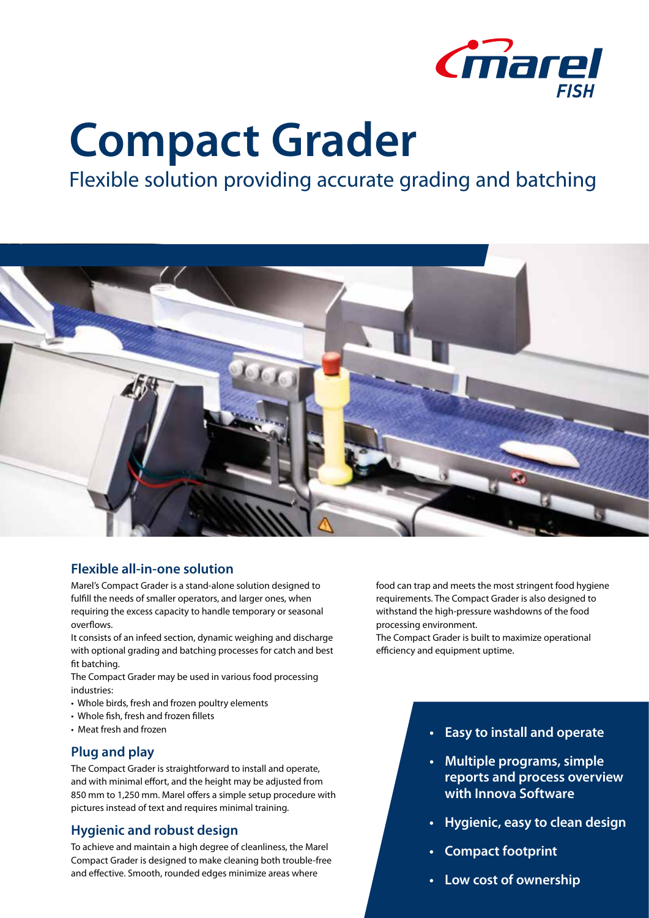# Compact Grader

## Flexible solution providing accurate grading and batching

### Flexible all-in-one solution

Marel's Compact Grader is a stand-alone solution designed to fulfill the needs of smaller operators, and larger ones, when requiring the excess capacity to handle temporary or seasonal overflows.

It consists of an infeed section, dynamic weighing and discharge with optional grading and batching processes for catch and best fit batching.

The Compact Grader may be used in various food processing industries:

- Whole birds, fresh and frozen poultry elements
- Whole fish, fresh and frozen fillets
- Meat fresh and frozen

### Plug and play

The Compact Grader is straightforward to install and operate, and with minimal effort, and the height may be adjusted from 850 mm to 1,250 mm. Marel offers a simple setup procedure with pictures instead of text and requires minimal training.

### Hygienic and robust design

To achieve and maintain a high degree of cleanliness, the Marel Compact Grader is designed to make cleaning both trouble-free and effective. Smooth, rounded edges minimize areas where food can trap and meets the most stringent food hygiene requirements. The Compact Grader is also designed to withstand the high-pressure washdowns of the food processing environment.

The Compact Grader is built to maximize operational efficiency and equipment uptime.

- **Easy to install and operate**
- **Multiple programs, simple reports and process overview with Innova Software**
- **Hygienic, easy to clean design**
- **Compact footprint**
- **Low cost of ownership**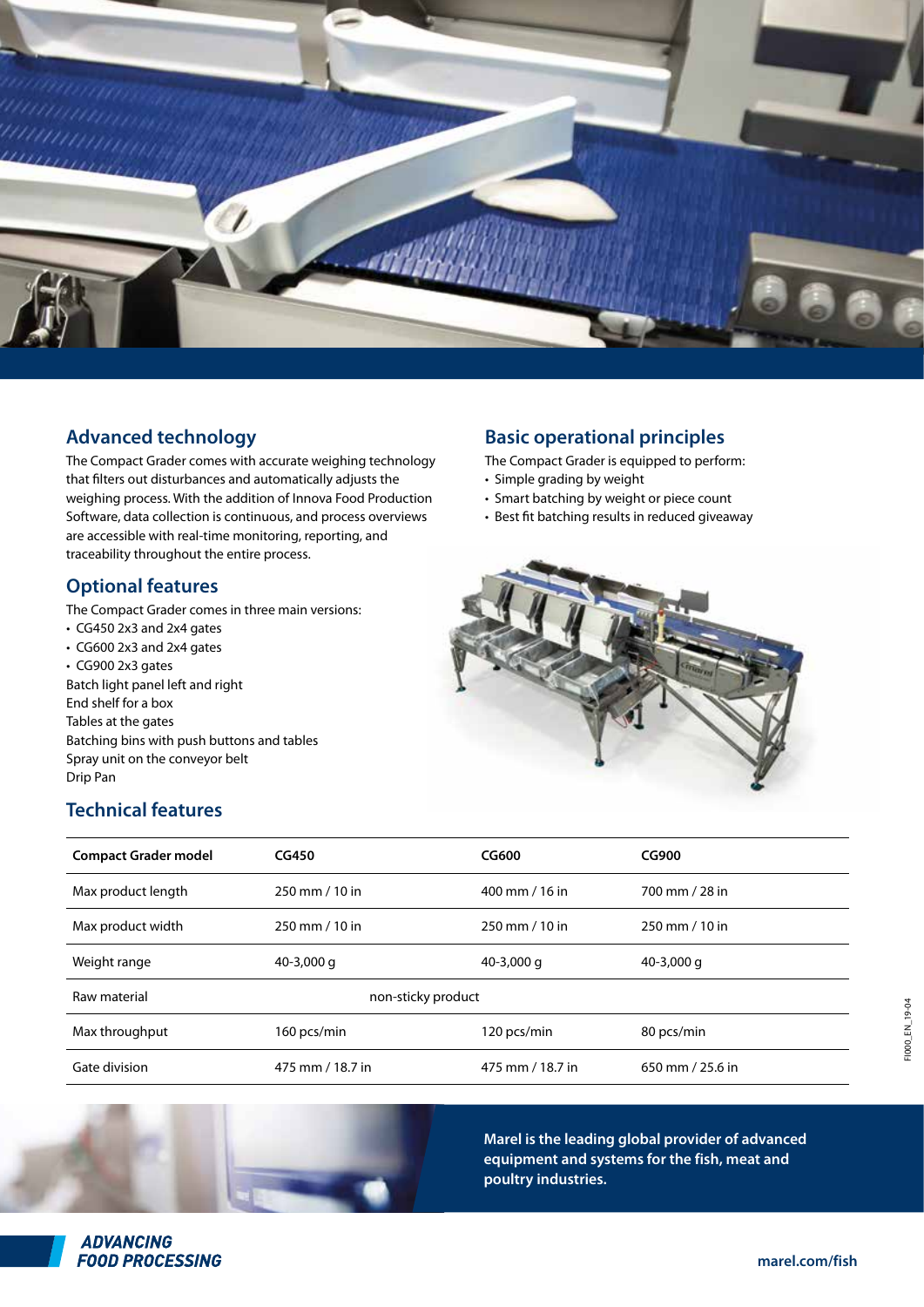## Advanced technology

The Compact Grader comes with accurate weighing technology that filters out disturbances and automatically adjusts the weighing process. With the addition of Innova Food Production Software, data collection is continuous, and process overviews are accessible with real-time monitoring, reporting, and traceability throughout the entire process.

## Optional features

The Compact Grader comes in three main versions:

- CG450 2x3 and 2x4 gates
- CG600 2x3 and 2x4 gates
- CG900 2x3 gates

Batch light panel left and right
End shelf for a box
Tables at the gates
Batching bins with push buttons and tables
Spray unit on the conveyor belt
Drip Pan

## Basic operational principles

The Compact Grader is equipped to perform:

- Simple grading by weight
- Smart batching by weight or piece count
- Best fit batching results in reduced giveaway

## Technical features

| Compact Grader model | CG450 | CG600 | CG900 |
|---|---|---|---|
| Max product length | 250 mm / 10 in | 400 mm / 16 in | 700 mm / 28 in |
| Max product width | 250 mm / 10 in | 250 mm / 10 in | 250 mm / 10 in |
| Weight range | 40-3,000 g | 40-3,000 g | 40-3,000 g |
| Raw material | non-sticky product | | |
| Max throughput | 160 pcs/min | 120 pcs/min | 80 pcs/min |
| Gate division | 475 mm / 18.7 in | 475 mm / 18.7 in | 650 mm / 25.6 in |

FI000_EN_19-04

**Marel is the leading global provider of advanced equipment and systems for the fish, meat and poultry industries.**

**ADVANCING FOOD PROCESSING**

marel.com/fish